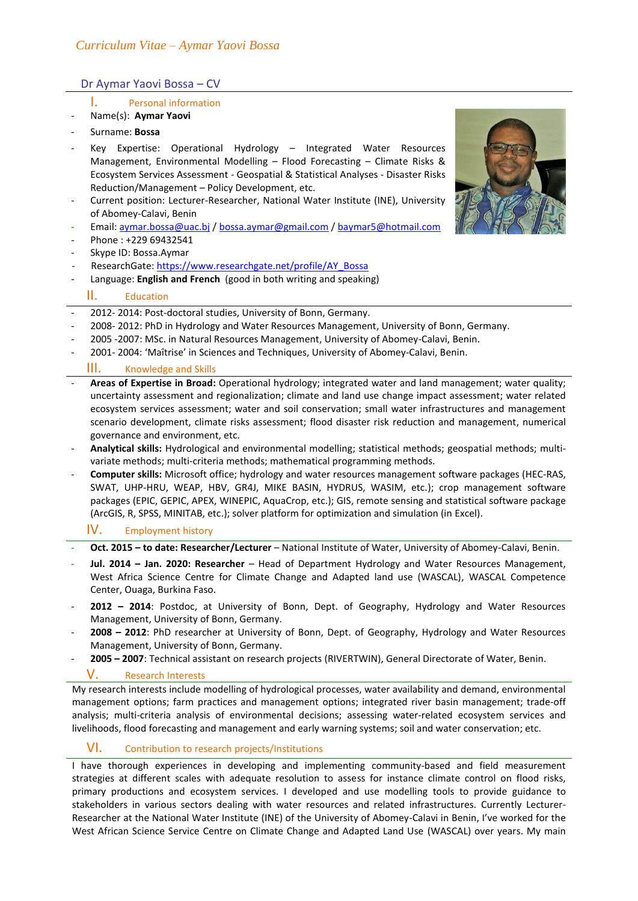# Dr Aymar Yaovi Bossa – CV

## I. Personal information

- Name(s): **Aymar Yaovi**
- Surname: **Bossa**
- Key Expertise: Operational Hydrology – Integrated Water Resources Management, Environmental Modelling – Flood Forecasting – Climate Risks & Ecosystem Services Assessment - Geospatial & Statistical Analyses - Disaster Risks Reduction/Management – Policy Development, etc.
- Current position: Lecturer-Researcher, National Water Institute (INE), University of Abomey-Calavi, Benin
- Email: aymar.bossa@uac.bj / bossa.aymar@gmail.com / baymar5@hotmail.com
- Phone : +229 69432541
- Skype ID: Bossa.Aymar
- ResearchGate: https://www.researchgate.net/profile/AY_Bossa
- Language: **English and French** (good in both writing and speaking)

## II. Education

- 2012- 2014: Post-doctoral studies, University of Bonn, Germany.
- 2008- 2012: PhD in Hydrology and Water Resources Management, University of Bonn, Germany.
- 2005 -2007: MSc. in Natural Resources Management, University of Abomey-Calavi, Benin.
- 2001- 2004: 'Maîtrise' in Sciences and Techniques, University of Abomey-Calavi, Benin.

## III. Knowledge and Skills

- **Areas of Expertise in Broad:** Operational hydrology; integrated water and land management; water quality; uncertainty assessment and regionalization; climate and land use change impact assessment; water related ecosystem services assessment; water and soil conservation; small water infrastructures and management scenario development, climate risks assessment; flood disaster risk reduction and management, numerical governance and environment, etc.
- **Analytical skills:** Hydrological and environmental modelling; statistical methods; geospatial methods; multi-variate methods; multi-criteria methods; mathematical programming methods.
- **Computer skills:** Microsoft office; hydrology and water resources management software packages (HEC-RAS, SWAT, UHP-HRU, WEAP, HBV, GR4J, MIKE BASIN, HYDRUS, WASIM, etc.); crop management software packages (EPIC, GEPIC, APEX, WINEPIC, AquaCrop, etc.); GIS, remote sensing and statistical software package (ArcGIS, R, SPSS, MINITAB, etc.); solver platform for optimization and simulation (in Excel).

## IV. Employment history

- **Oct. 2015 – to date: Researcher/Lecturer** – National Institute of Water, University of Abomey-Calavi, Benin.
- **Jul. 2014 – Jan. 2020: Researcher** – Head of Department Hydrology and Water Resources Management, West Africa Science Centre for Climate Change and Adapted land use (WASCAL), WASCAL Competence Center, Ouaga, Burkina Faso.
- **2012 – 2014**: Postdoc, at University of Bonn, Dept. of Geography, Hydrology and Water Resources Management, University of Bonn, Germany.
- **2008 – 2012**: PhD researcher at University of Bonn, Dept. of Geography, Hydrology and Water Resources Management, University of Bonn, Germany.
- **2005 – 2007**: Technical assistant on research projects (RIVERTWIN), General Directorate of Water, Benin.

## V. Research Interests

My research interests include modelling of hydrological processes, water availability and demand, environmental management options; farm practices and management options; integrated river basin management; trade-off analysis; multi-criteria analysis of environmental decisions; assessing water-related ecosystem services and livelihoods, flood forecasting and management and early warning systems; soil and water conservation; etc.

## VI. Contribution to research projects/Institutions

I have thorough experiences in developing and implementing community-based and field measurement strategies at different scales with adequate resolution to assess for instance climate control on flood risks, primary productions and ecosystem services. I developed and use modelling tools to provide guidance to stakeholders in various sectors dealing with water resources and related infrastructures. Currently Lecturer-Researcher at the National Water Institute (INE) of the University of Abomey-Calavi in Benin, I've worked for the West African Science Service Centre on Climate Change and Adapted Land Use (WASCAL) over years. My main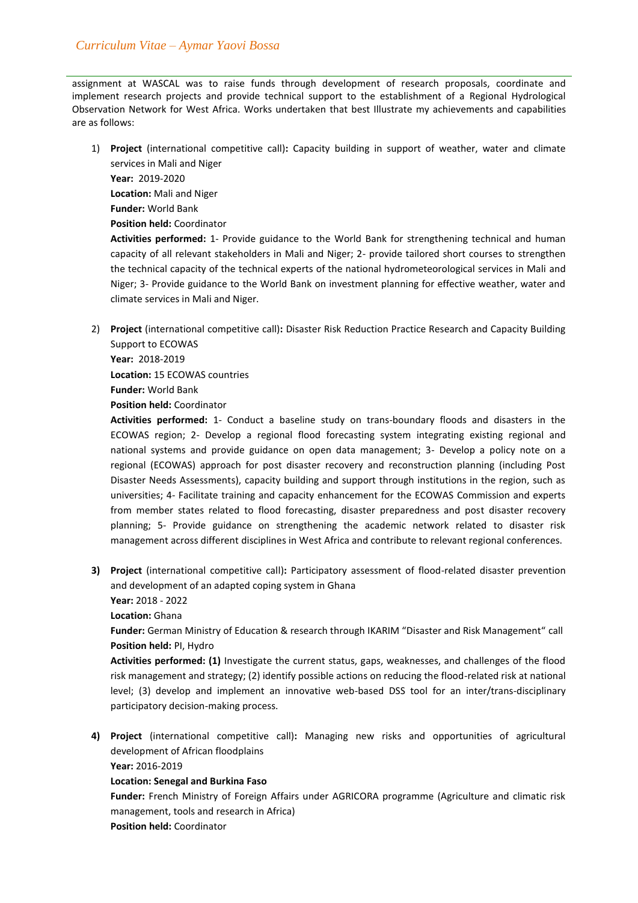assignment at WASCAL was to raise funds through development of research proposals, coordinate and implement research projects and provide technical support to the establishment of a Regional Hydrological Observation Network for West Africa. Works undertaken that best Illustrate my achievements and capabilities are as follows:

1) **Project** (international competitive call)**:** Capacity building in support of weather, water and climate services in Mali and Niger
   **Year:** 2019-2020
   **Location:** Mali and Niger
   **Funder:** World Bank
   **Position held:** Coordinator
   **Activities performed:** 1- Provide guidance to the World Bank for strengthening technical and human capacity of all relevant stakeholders in Mali and Niger; 2- provide tailored short courses to strengthen the technical capacity of the technical experts of the national hydrometeorological services in Mali and Niger; 3- Provide guidance to the World Bank on investment planning for effective weather, water and climate services in Mali and Niger.

2) **Project** (international competitive call)**:** Disaster Risk Reduction Practice Research and Capacity Building Support to ECOWAS
   **Year:** 2018-2019
   **Location:** 15 ECOWAS countries
   **Funder:** World Bank
   **Position held:** Coordinator
   **Activities performed:** 1- Conduct a baseline study on trans-boundary floods and disasters in the ECOWAS region; 2- Develop a regional flood forecasting system integrating existing regional and national systems and provide guidance on open data management; 3- Develop a policy note on a regional (ECOWAS) approach for post disaster recovery and reconstruction planning (including Post Disaster Needs Assessments), capacity building and support through institutions in the region, such as universities; 4- Facilitate training and capacity enhancement for the ECOWAS Commission and experts from member states related to flood forecasting, disaster preparedness and post disaster recovery planning; 5- Provide guidance on strengthening the academic network related to disaster risk management across different disciplines in West Africa and contribute to relevant regional conferences.

3) **Project** (international competitive call)**:** Participatory assessment of flood-related disaster prevention and development of an adapted coping system in Ghana
   **Year:** 2018 - 2022
   **Location:** Ghana
   **Funder:** German Ministry of Education & research through IKARIM "Disaster and Risk Management" call
   **Position held:** PI, Hydro
   **Activities performed: (1)** Investigate the current status, gaps, weaknesses, and challenges of the flood risk management and strategy; (2) identify possible actions on reducing the flood-related risk at national level; (3) develop and implement an innovative web-based DSS tool for an inter/trans-disciplinary participatory decision-making process.

4) **Project** (international competitive call)**:** Managing new risks and opportunities of agricultural development of African floodplains
   **Year:** 2016-2019
   **Location: Senegal and Burkina Faso**
   **Funder:** French Ministry of Foreign Affairs under AGRICORA programme (Agriculture and climatic risk management, tools and research in Africa)
   **Position held:** Coordinator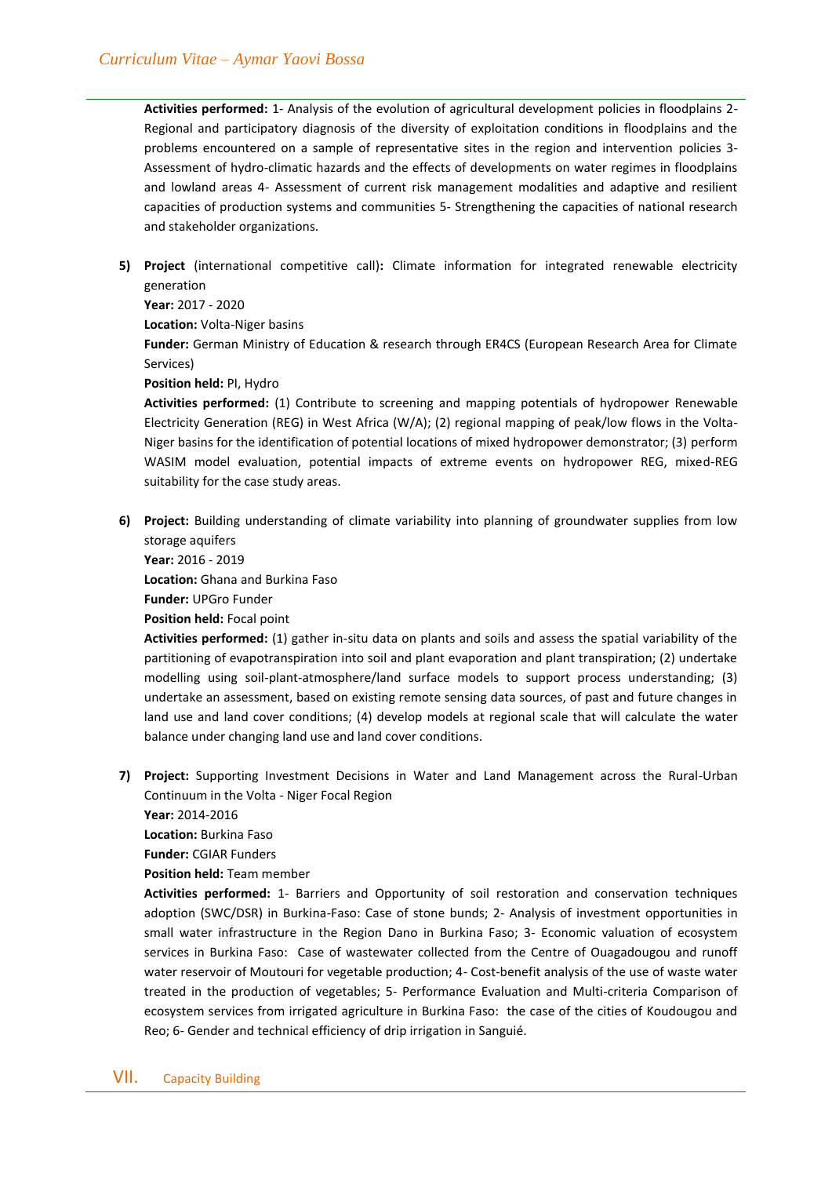**Activities performed:** 1- Analysis of the evolution of agricultural development policies in floodplains 2- Regional and participatory diagnosis of the diversity of exploitation conditions in floodplains and the problems encountered on a sample of representative sites in the region and intervention policies 3- Assessment of hydro-climatic hazards and the effects of developments on water regimes in floodplains and lowland areas 4- Assessment of current risk management modalities and adaptive and resilient capacities of production systems and communities 5- Strengthening the capacities of national research and stakeholder organizations.

**5) Project** (international competitive call)**:** Climate information for integrated renewable electricity generation

**Year:** 2017 - 2020

**Location:** Volta-Niger basins

**Funder:** German Ministry of Education & research through ER4CS (European Research Area for Climate Services)

**Position held:** PI, Hydro

**Activities performed:** (1) Contribute to screening and mapping potentials of hydropower Renewable Electricity Generation (REG) in West Africa (W/A); (2) regional mapping of peak/low flows in the Volta-Niger basins for the identification of potential locations of mixed hydropower demonstrator; (3) perform WASIM model evaluation, potential impacts of extreme events on hydropower REG, mixed-REG suitability for the case study areas.

**6) Project:** Building understanding of climate variability into planning of groundwater supplies from low storage aquifers

**Year:** 2016 - 2019

**Location:** Ghana and Burkina Faso

**Funder:** UPGro Funder

**Position held:** Focal point

**Activities performed:** (1) gather in-situ data on plants and soils and assess the spatial variability of the partitioning of evapotranspiration into soil and plant evaporation and plant transpiration; (2) undertake modelling using soil-plant-atmosphere/land surface models to support process understanding; (3) undertake an assessment, based on existing remote sensing data sources, of past and future changes in land use and land cover conditions; (4) develop models at regional scale that will calculate the water balance under changing land use and land cover conditions.

**7) Project:** Supporting Investment Decisions in Water and Land Management across the Rural-Urban Continuum in the Volta - Niger Focal Region

**Year:** 2014-2016

**Location:** Burkina Faso

**Funder:** CGIAR Funders

**Position held:** Team member

**Activities performed:** 1- Barriers and Opportunity of soil restoration and conservation techniques adoption (SWC/DSR) in Burkina-Faso: Case of stone bunds; 2- Analysis of investment opportunities in small water infrastructure in the Region Dano in Burkina Faso; 3- Economic valuation of ecosystem services in Burkina Faso: Case of wastewater collected from the Centre of Ouagadougou and runoff water reservoir of Moutouri for vegetable production; 4- Cost-benefit analysis of the use of waste water treated in the production of vegetables; 5- Performance Evaluation and Multi-criteria Comparison of ecosystem services from irrigated agriculture in Burkina Faso: the case of the cities of Koudougou and Reo; 6- Gender and technical efficiency of drip irrigation in Sanguié.

## VII. Capacity Building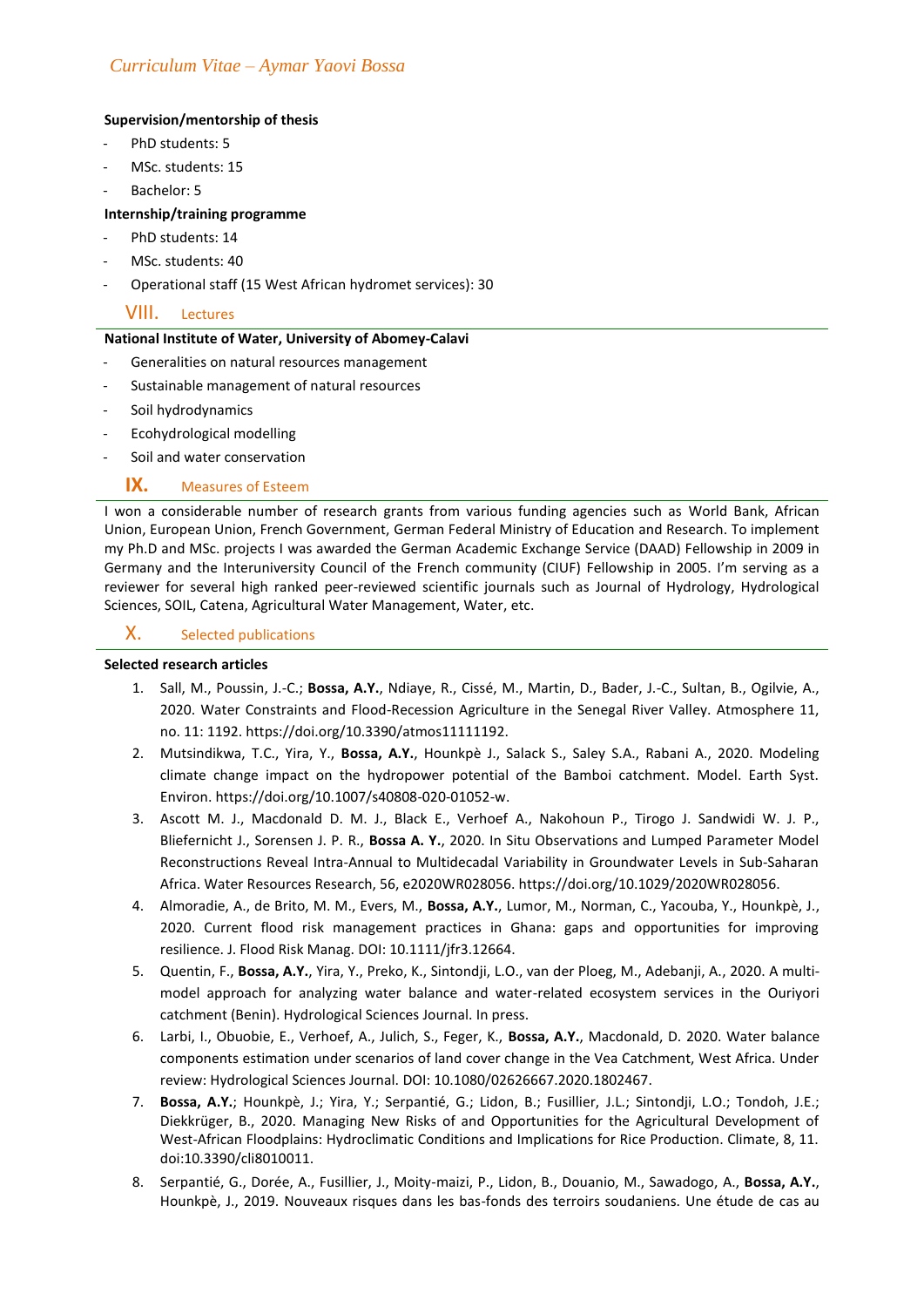**Supervision/mentorship of thesis**

- PhD students: 5
- MSc. students: 15
- Bachelor: 5

**Internship/training programme**

- PhD students: 14
- MSc. students: 40
- Operational staff (15 West African hydromet services): 30

## VIII. Lectures

**National Institute of Water, University of Abomey-Calavi**

- Generalities on natural resources management
- Sustainable management of natural resources
- Soil hydrodynamics
- Ecohydrological modelling
- Soil and water conservation

## IX. Measures of Esteem

I won a considerable number of research grants from various funding agencies such as World Bank, African Union, European Union, French Government, German Federal Ministry of Education and Research. To implement my Ph.D and MSc. projects I was awarded the German Academic Exchange Service (DAAD) Fellowship in 2009 in Germany and the Interuniversity Council of the French community (CIUF) Fellowship in 2005. I'm serving as a reviewer for several high ranked peer-reviewed scientific journals such as Journal of Hydrology, Hydrological Sciences, SOIL, Catena, Agricultural Water Management, Water, etc.

## X. Selected publications

**Selected research articles**

1. Sall, M., Poussin, J.-C.; **Bossa, A.Y.**, Ndiaye, R., Cissé, M., Martin, D., Bader, J.-C., Sultan, B., Ogilvie, A., 2020. Water Constraints and Flood-Recession Agriculture in the Senegal River Valley. Atmosphere 11, no. 11: 1192. https://doi.org/10.3390/atmos11111192.
2. Mutsindikwa, T.C., Yira, Y., **Bossa, A.Y.**, Hounkpè J., Salack S., Saley S.A., Rabani A., 2020. Modeling climate change impact on the hydropower potential of the Bamboi catchment. Model. Earth Syst. Environ. https://doi.org/10.1007/s40808-020-01052-w.
3. Ascott M. J., Macdonald D. M. J., Black E., Verhoef A., Nakohoun P., Tirogo J. Sandwidi W. J. P., Bliefernicht J., Sorensen J. P. R., **Bossa A. Y.**, 2020. In Situ Observations and Lumped Parameter Model Reconstructions Reveal Intra-Annual to Multidecadal Variability in Groundwater Levels in Sub-Saharan Africa. Water Resources Research, 56, e2020WR028056. https://doi.org/10.1029/2020WR028056.
4. Almoradie, A., de Brito, M. M., Evers, M., **Bossa, A.Y.**, Lumor, M., Norman, C., Yacouba, Y., Hounkpè, J., 2020. Current flood risk management practices in Ghana: gaps and opportunities for improving resilience. J. Flood Risk Manag. DOI: 10.1111/jfr3.12664.
5. Quentin, F., **Bossa, A.Y.**, Yira, Y., Preko, K., Sintondji, L.O., van der Ploeg, M., Adebanji, A., 2020. A multi-model approach for analyzing water balance and water-related ecosystem services in the Ouriyori catchment (Benin). Hydrological Sciences Journal. In press.
6. Larbi, I., Obuobie, E., Verhoef, A., Julich, S., Feger, K., **Bossa, A.Y.**, Macdonald, D. 2020. Water balance components estimation under scenarios of land cover change in the Vea Catchment, West Africa. Under review: Hydrological Sciences Journal. DOI: 10.1080/02626667.2020.1802467.
7. **Bossa, A.Y.**; Hounkpè, J.; Yira, Y.; Serpantié, G.; Lidon, B.; Fusillier, J.L.; Sintondji, L.O.; Tondoh, J.E.; Diekkrüger, B., 2020. Managing New Risks of and Opportunities for the Agricultural Development of West-African Floodplains: Hydroclimatic Conditions and Implications for Rice Production. Climate, 8, 11. doi:10.3390/cli8010011.
8. Serpantié, G., Dorée, A., Fusillier, J., Moity-maizi, P., Lidon, B., Douanio, M., Sawadogo, A., **Bossa, A.Y.**, Hounkpè, J., 2019. Nouveaux risques dans les bas-fonds des terroirs soudaniens. Une étude de cas au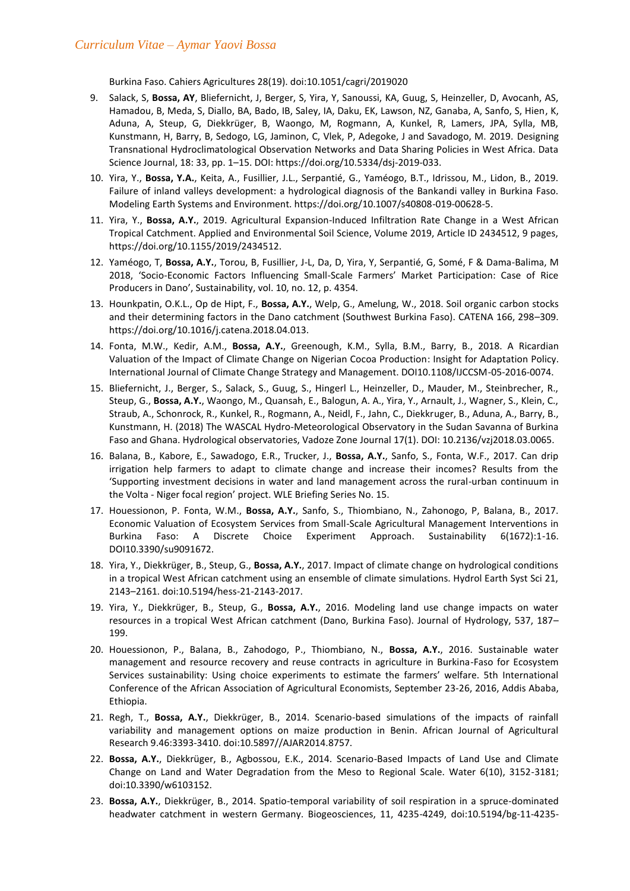Burkina Faso. Cahiers Agricultures 28(19). doi:10.1051/cagri/2019020

9. Salack, S, **Bossa, AY**, Bliefernicht, J, Berger, S, Yira, Y, Sanoussi, KA, Guug, S, Heinzeller, D, Avocanh, AS, Hamadou, B, Meda, S, Diallo, BA, Bado, IB, Saley, IA, Daku, EK, Lawson, NZ, Ganaba, A, Sanfo, S, Hien, K, Aduna, A, Steup, G, Diekkrüger, B, Waongo, M, Rogmann, A, Kunkel, R, Lamers, JPA, Sylla, MB, Kunstmann, H, Barry, B, Sedogo, LG, Jaminon, C, Vlek, P, Adegoke, J and Savadogo, M. 2019. Designing Transnational Hydroclimatological Observation Networks and Data Sharing Policies in West Africa. Data Science Journal, 18: 33, pp. 1–15. DOI: https://doi.org/10.5334/dsj-2019-033.
10. Yira, Y., **Bossa, Y.A.**, Keita, A., Fusillier, J.L., Serpantié, G., Yaméogo, B.T., Idrissou, M., Lidon, B., 2019. Failure of inland valleys development: a hydrological diagnosis of the Bankandi valley in Burkina Faso. Modeling Earth Systems and Environment. https://doi.org/10.1007/s40808-019-00628-5.
11. Yira, Y., **Bossa, A.Y.**, 2019. Agricultural Expansion-Induced Infiltration Rate Change in a West African Tropical Catchment. Applied and Environmental Soil Science, Volume 2019, Article ID 2434512, 9 pages, https://doi.org/10.1155/2019/2434512.
12. Yaméogo, T, **Bossa, A.Y.**, Torou, B, Fusillier, J-L, Da, D, Yira, Y, Serpantié, G, Somé, F & Dama-Balima, M 2018, 'Socio-Economic Factors Influencing Small-Scale Farmers' Market Participation: Case of Rice Producers in Dano', Sustainability, vol. 10, no. 12, p. 4354.
13. Hounkpatin, O.K.L., Op de Hipt, F., **Bossa, A.Y.**, Welp, G., Amelung, W., 2018. Soil organic carbon stocks and their determining factors in the Dano catchment (Southwest Burkina Faso). CATENA 166, 298–309. https://doi.org/10.1016/j.catena.2018.04.013.
14. Fonta, M.W., Kedir, A.M., **Bossa, A.Y.**, Greenough, K.M., Sylla, B.M., Barry, B., 2018. A Ricardian Valuation of the Impact of Climate Change on Nigerian Cocoa Production: Insight for Adaptation Policy. International Journal of Climate Change Strategy and Management. DOI10.1108/IJCCSM-05-2016-0074.
15. Bliefernicht, J., Berger, S., Salack, S., Guug, S., Hingerl L., Heinzeller, D., Mauder, M., Steinbrecher, R., Steup, G., **Bossa, A.Y.**, Waongo, M., Quansah, E., Balogun, A. A., Yira, Y., Arnault, J., Wagner, S., Klein, C., Straub, A., Schonrock, R., Kunkel, R., Rogmann, A., Neidl, F., Jahn, C., Diekkruger, B., Aduna, A., Barry, B., Kunstmann, H. (2018) The WASCAL Hydro-Meteorological Observatory in the Sudan Savanna of Burkina Faso and Ghana. Hydrological observatories, Vadoze Zone Journal 17(1). DOI: 10.2136/vzj2018.03.0065.
16. Balana, B., Kabore, E., Sawadogo, E.R., Trucker, J., **Bossa, A.Y.**, Sanfo, S., Fonta, W.F., 2017. Can drip irrigation help farmers to adapt to climate change and increase their incomes? Results from the 'Supporting investment decisions in water and land management across the rural-urban continuum in the Volta - Niger focal region' project. WLE Briefing Series No. 15.
17. Houessionon, P. Fonta, W.M., **Bossa, A.Y.**, Sanfo, S., Thiombiano, N., Zahonogo, P, Balana, B., 2017. Economic Valuation of Ecosystem Services from Small-Scale Agricultural Management Interventions in Burkina Faso: A Discrete Choice Experiment Approach. Sustainability 6(1672):1-16. DOI10.3390/su9091672.
18. Yira, Y., Diekkrüger, B., Steup, G., **Bossa, A.Y.**, 2017. Impact of climate change on hydrological conditions in a tropical West African catchment using an ensemble of climate simulations. Hydrol Earth Syst Sci 21, 2143–2161. doi:10.5194/hess-21-2143-2017.
19. Yira, Y., Diekkrüger, B., Steup, G., **Bossa, A.Y.**, 2016. Modeling land use change impacts on water resources in a tropical West African catchment (Dano, Burkina Faso). Journal of Hydrology, 537, 187–199.
20. Houessionon, P., Balana, B., Zahodogo, P., Thiombiano, N., **Bossa, A.Y.**, 2016. Sustainable water management and resource recovery and reuse contracts in agriculture in Burkina-Faso for Ecosystem Services sustainability: Using choice experiments to estimate the farmers' welfare. 5th International Conference of the African Association of Agricultural Economists, September 23-26, 2016, Addis Ababa, Ethiopia.
21. Regh, T., **Bossa, A.Y.**, Diekkrüger, B., 2014. Scenario-based simulations of the impacts of rainfall variability and management options on maize production in Benin. African Journal of Agricultural Research 9.46:3393-3410. doi:10.5897//AJAR2014.8757.
22. **Bossa, A.Y.**, Diekkrüger, B., Agbossou, E.K., 2014. Scenario-Based Impacts of Land Use and Climate Change on Land and Water Degradation from the Meso to Regional Scale. Water 6(10), 3152-3181; doi:10.3390/w6103152.
23. **Bossa, A.Y.**, Diekkrüger, B., 2014. Spatio-temporal variability of soil respiration in a spruce-dominated headwater catchment in western Germany. Biogeosciences, 11, 4235-4249, doi:10.5194/bg-11-4235-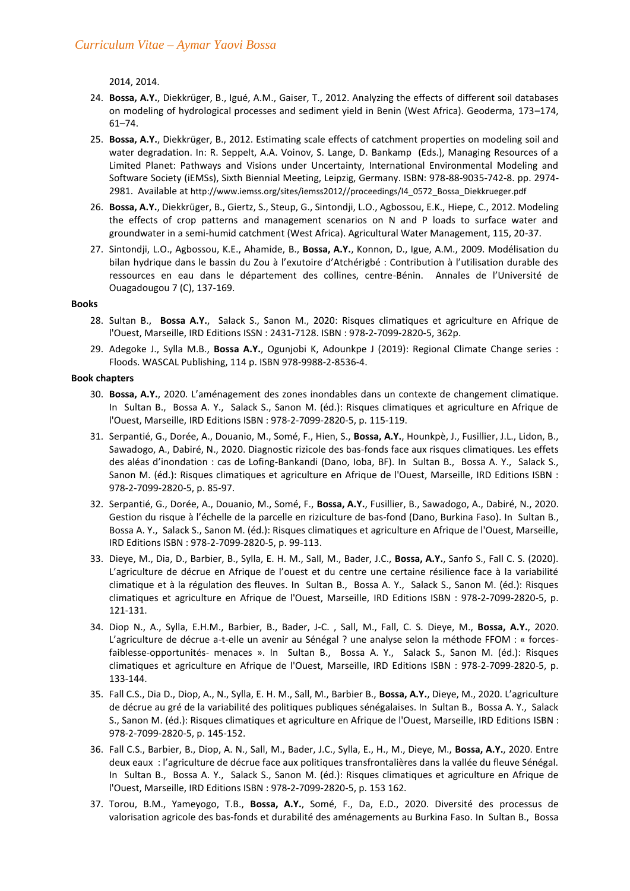2014, 2014.

24. **Bossa, A.Y.**, Diekkrüger, B., Igué, A.M., Gaiser, T., 2012. Analyzing the effects of different soil databases on modeling of hydrological processes and sediment yield in Benin (West Africa). Geoderma, 173–174, 61–74.
25. **Bossa, A.Y.**, Diekkrüger, B., 2012. Estimating scale effects of catchment properties on modeling soil and water degradation. In: R. Seppelt, A.A. Voinov, S. Lange, D. Bankamp (Eds.), Managing Resources of a Limited Planet: Pathways and Visions under Uncertainty, International Environmental Modeling and Software Society (iEMSs), Sixth Biennial Meeting, Leipzig, Germany. ISBN: 978-88-9035-742-8. pp. 2974-2981. Available at http://www.iemss.org/sites/iemss2012//proceedings/I4_0572_Bossa_Diekkrueger.pdf
26. **Bossa, A.Y.**, Diekkrüger, B., Giertz, S., Steup, G., Sintondji, L.O., Agbossou, E.K., Hiepe, C., 2012. Modeling the effects of crop patterns and management scenarios on N and P loads to surface water and groundwater in a semi-humid catchment (West Africa). Agricultural Water Management, 115, 20-37.
27. Sintondji, L.O., Agbossou, K.E., Ahamide, B., **Bossa, A.Y.**, Konnon, D., Igue, A.M., 2009. Modélisation du bilan hydrique dans le bassin du Zou à l'exutoire d'Atchérigbé : Contribution à l'utilisation durable des ressources en eau dans le département des collines, centre-Bénin. Annales de l'Université de Ouagadougou 7 (C), 137-169.

**Books**

28. Sultan B., **Bossa A.Y.**, Salack S., Sanon M., 2020: Risques climatiques et agriculture en Afrique de l'Ouest, Marseille, IRD Editions ISSN : 2431-7128. ISBN : 978-2-7099-2820-5, 362p.
29. Adegoke J., Sylla M.B., **Bossa A.Y.**, Ogunjobi K, Adounkpe J (2019): Regional Climate Change series : Floods. WASCAL Publishing, 114 p. ISBN 978-9988-2-8536-4.

**Book chapters**

30. **Bossa, A.Y.**, 2020. L'aménagement des zones inondables dans un contexte de changement climatique. In Sultan B., Bossa A. Y., Salack S., Sanon M. (éd.): Risques climatiques et agriculture en Afrique de l'Ouest, Marseille, IRD Editions ISBN : 978-2-7099-2820-5, p. 115-119.
31. Serpantié, G., Dorée, A., Douanio, M., Somé, F., Hien, S., **Bossa, A.Y.**, Hounkpè, J., Fusillier, J.L., Lidon, B., Sawadogo, A., Dabiré, N., 2020. Diagnostic rizicole des bas-fonds face aux risques climatiques. Les effets des aléas d'inondation : cas de Lofing-Bankandi (Dano, Ioba, BF). In Sultan B., Bossa A. Y., Salack S., Sanon M. (éd.): Risques climatiques et agriculture en Afrique de l'Ouest, Marseille, IRD Editions ISBN : 978-2-7099-2820-5, p. 85-97.
32. Serpantié, G., Dorée, A., Douanio, M., Somé, F., **Bossa, A.Y.**, Fusillier, B., Sawadogo, A., Dabiré, N., 2020. Gestion du risque à l'échelle de la parcelle en riziculture de bas-fond (Dano, Burkina Faso). In Sultan B., Bossa A. Y., Salack S., Sanon M. (éd.): Risques climatiques et agriculture en Afrique de l'Ouest, Marseille, IRD Editions ISBN : 978-2-7099-2820-5, p. 99-113.
33. Dieye, M., Dia, D., Barbier, B., Sylla, E. H. M., Sall, M., Bader, J.C., **Bossa, A.Y.**, Sanfo S., Fall C. S. (2020). L'agriculture de décrue en Afrique de l'ouest et du centre une certaine résilience face à la variabilité climatique et à la régulation des fleuves. In Sultan B., Bossa A. Y., Salack S., Sanon M. (éd.): Risques climatiques et agriculture en Afrique de l'Ouest, Marseille, IRD Editions ISBN : 978-2-7099-2820-5, p. 121-131.
34. Diop N., A., Sylla, E.H.M., Barbier, B., Bader, J-C. , Sall, M., Fall, C. S. Dieye, M., **Bossa, A.Y.**, 2020. L'agriculture de décrue a-t-elle un avenir au Sénégal ? une analyse selon la méthode FFOM : « forces-faiblesse-opportunités- menaces ». In Sultan B., Bossa A. Y., Salack S., Sanon M. (éd.): Risques climatiques et agriculture en Afrique de l'Ouest, Marseille, IRD Editions ISBN : 978-2-7099-2820-5, p. 133-144.
35. Fall C.S., Dia D., Diop, A., N., Sylla, E. H. M., Sall, M., Barbier B., **Bossa, A.Y.**, Dieye, M., 2020. L'agriculture de décrue au gré de la variabilité des politiques publiques sénégalaises. In Sultan B., Bossa A. Y., Salack S., Sanon M. (éd.): Risques climatiques et agriculture en Afrique de l'Ouest, Marseille, IRD Editions ISBN : 978-2-7099-2820-5, p. 145-152.
36. Fall C.S., Barbier, B., Diop, A. N., Sall, M., Bader, J.C., Sylla, E., H., M., Dieye, M., **Bossa, A.Y.**, 2020. Entre deux eaux : l'agriculture de décrue face aux politiques transfrontalières dans la vallée du fleuve Sénégal. In Sultan B., Bossa A. Y., Salack S., Sanon M. (éd.): Risques climatiques et agriculture en Afrique de l'Ouest, Marseille, IRD Editions ISBN : 978-2-7099-2820-5, p. 153 162.
37. Torou, B.M., Yameyogo, T.B., **Bossa, A.Y.**, Somé, F., Da, E.D., 2020. Diversité des processus de valorisation agricole des bas-fonds et durabilité des aménagements au Burkina Faso. In Sultan B., Bossa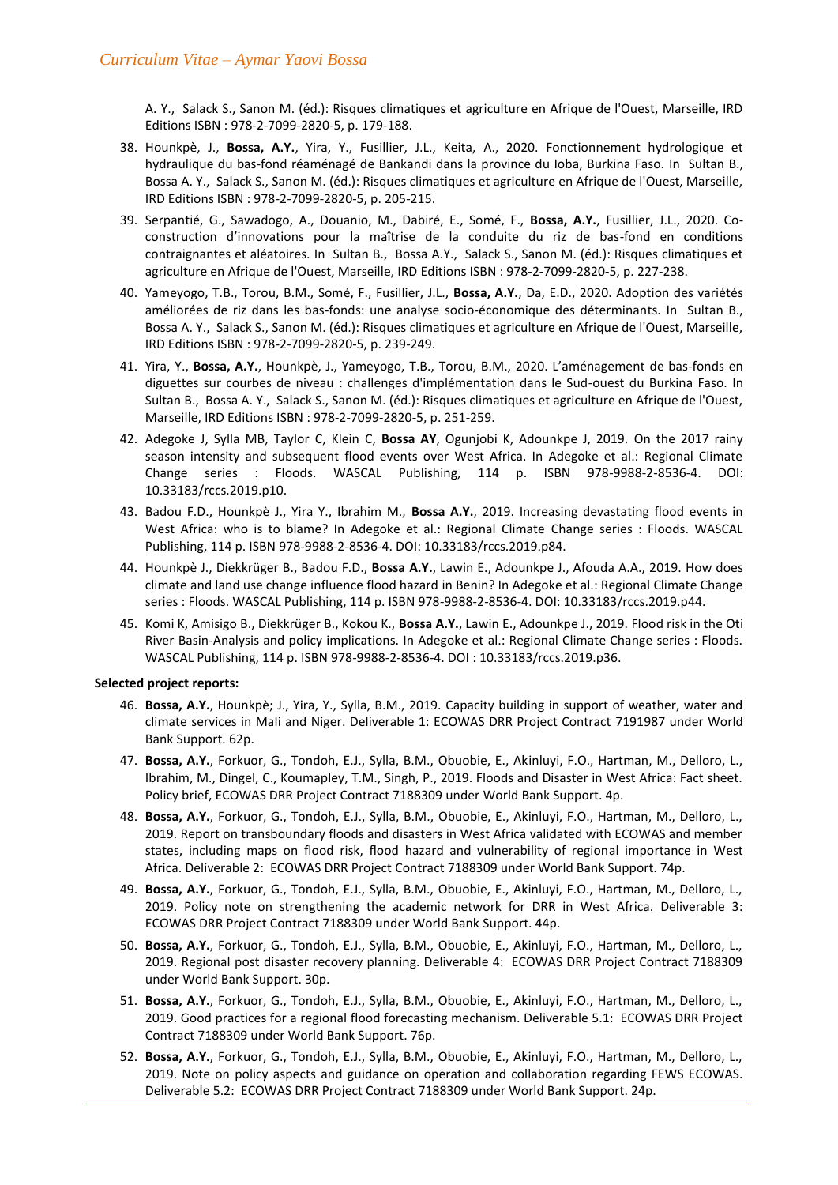A. Y., Salack S., Sanon M. (éd.): Risques climatiques et agriculture en Afrique de l'Ouest, Marseille, IRD Editions ISBN : 978-2-7099-2820-5, p. 179-188.

38. Hounkpè, J., **Bossa, A.Y.**, Yira, Y., Fusillier, J.L., Keita, A., 2020. Fonctionnement hydrologique et hydraulique du bas-fond réaménagé de Bankandi dans la province du Ioba, Burkina Faso. In Sultan B., Bossa A. Y., Salack S., Sanon M. (éd.): Risques climatiques et agriculture en Afrique de l'Ouest, Marseille, IRD Editions ISBN : 978-2-7099-2820-5, p. 205-215.
39. Serpantié, G., Sawadogo, A., Douanio, M., Dabiré, E., Somé, F., **Bossa, A.Y.**, Fusillier, J.L., 2020. Co-construction d'innovations pour la maîtrise de la conduite du riz de bas-fond en conditions contraignantes et aléatoires. In Sultan B., Bossa A.Y., Salack S., Sanon M. (éd.): Risques climatiques et agriculture en Afrique de l'Ouest, Marseille, IRD Editions ISBN : 978-2-7099-2820-5, p. 227-238.
40. Yameyogo, T.B., Torou, B.M., Somé, F., Fusillier, J.L., **Bossa, A.Y.**, Da, E.D., 2020. Adoption des variétés améliorées de riz dans les bas-fonds: une analyse socio-économique des déterminants. In Sultan B., Bossa A. Y., Salack S., Sanon M. (éd.): Risques climatiques et agriculture en Afrique de l'Ouest, Marseille, IRD Editions ISBN : 978-2-7099-2820-5, p. 239-249.
41. Yira, Y., **Bossa, A.Y.**, Hounkpè, J., Yameyogo, T.B., Torou, B.M., 2020. L'aménagement de bas-fonds en diguettes sur courbes de niveau : challenges d'implémentation dans le Sud-ouest du Burkina Faso. In Sultan B., Bossa A. Y., Salack S., Sanon M. (éd.): Risques climatiques et agriculture en Afrique de l'Ouest, Marseille, IRD Editions ISBN : 978-2-7099-2820-5, p. 251-259.
42. Adegoke J, Sylla MB, Taylor C, Klein C, **Bossa AY**, Ogunjobi K, Adounkpe J, 2019. On the 2017 rainy season intensity and subsequent flood events over West Africa. In Adegoke et al.: Regional Climate Change series : Floods. WASCAL Publishing, 114 p. ISBN 978-9988-2-8536-4. DOI: 10.33183/rccs.2019.p10.
43. Badou F.D., Hounkpè J., Yira Y., Ibrahim M., **Bossa A.Y.**, 2019. Increasing devastating flood events in West Africa: who is to blame? In Adegoke et al.: Regional Climate Change series : Floods. WASCAL Publishing, 114 p. ISBN 978-9988-2-8536-4. DOI: 10.33183/rccs.2019.p84.
44. Hounkpè J., Diekkrüger B., Badou F.D., **Bossa A.Y.**, Lawin E., Adounkpe J., Afouda A.A., 2019. How does climate and land use change influence flood hazard in Benin? In Adegoke et al.: Regional Climate Change series : Floods. WASCAL Publishing, 114 p. ISBN 978-9988-2-8536-4. DOI: 10.33183/rccs.2019.p44.
45. Komi K, Amisigo B., Diekkrüger B., Kokou K., **Bossa A.Y.**, Lawin E., Adounkpe J., 2019. Flood risk in the Oti River Basin-Analysis and policy implications. In Adegoke et al.: Regional Climate Change series : Floods. WASCAL Publishing, 114 p. ISBN 978-9988-2-8536-4. DOI : 10.33183/rccs.2019.p36.

**Selected project reports:**

46. **Bossa, A.Y.**, Hounkpè; J., Yira, Y., Sylla, B.M., 2019. Capacity building in support of weather, water and climate services in Mali and Niger. Deliverable 1: ECOWAS DRR Project Contract 7191987 under World Bank Support. 62p.
47. **Bossa, A.Y.**, Forkuor, G., Tondoh, E.J., Sylla, B.M., Obuobie, E., Akinluyi, F.O., Hartman, M., Delloro, L., Ibrahim, M., Dingel, C., Koumapley, T.M., Singh, P., 2019. Floods and Disaster in West Africa: Fact sheet. Policy brief, ECOWAS DRR Project Contract 7188309 under World Bank Support. 4p.
48. **Bossa, A.Y.**, Forkuor, G., Tondoh, E.J., Sylla, B.M., Obuobie, E., Akinluyi, F.O., Hartman, M., Delloro, L., 2019. Report on transboundary floods and disasters in West Africa validated with ECOWAS and member states, including maps on flood risk, flood hazard and vulnerability of regional importance in West Africa. Deliverable 2: ECOWAS DRR Project Contract 7188309 under World Bank Support. 74p.
49. **Bossa, A.Y.**, Forkuor, G., Tondoh, E.J., Sylla, B.M., Obuobie, E., Akinluyi, F.O., Hartman, M., Delloro, L., 2019. Policy note on strengthening the academic network for DRR in West Africa. Deliverable 3: ECOWAS DRR Project Contract 7188309 under World Bank Support. 44p.
50. **Bossa, A.Y.**, Forkuor, G., Tondoh, E.J., Sylla, B.M., Obuobie, E., Akinluyi, F.O., Hartman, M., Delloro, L., 2019. Regional post disaster recovery planning. Deliverable 4: ECOWAS DRR Project Contract 7188309 under World Bank Support. 30p.
51. **Bossa, A.Y.**, Forkuor, G., Tondoh, E.J., Sylla, B.M., Obuobie, E., Akinluyi, F.O., Hartman, M., Delloro, L., 2019. Good practices for a regional flood forecasting mechanism. Deliverable 5.1: ECOWAS DRR Project Contract 7188309 under World Bank Support. 76p.
52. **Bossa, A.Y.**, Forkuor, G., Tondoh, E.J., Sylla, B.M., Obuobie, E., Akinluyi, F.O., Hartman, M., Delloro, L., 2019. Note on policy aspects and guidance on operation and collaboration regarding FEWS ECOWAS. Deliverable 5.2: ECOWAS DRR Project Contract 7188309 under World Bank Support. 24p.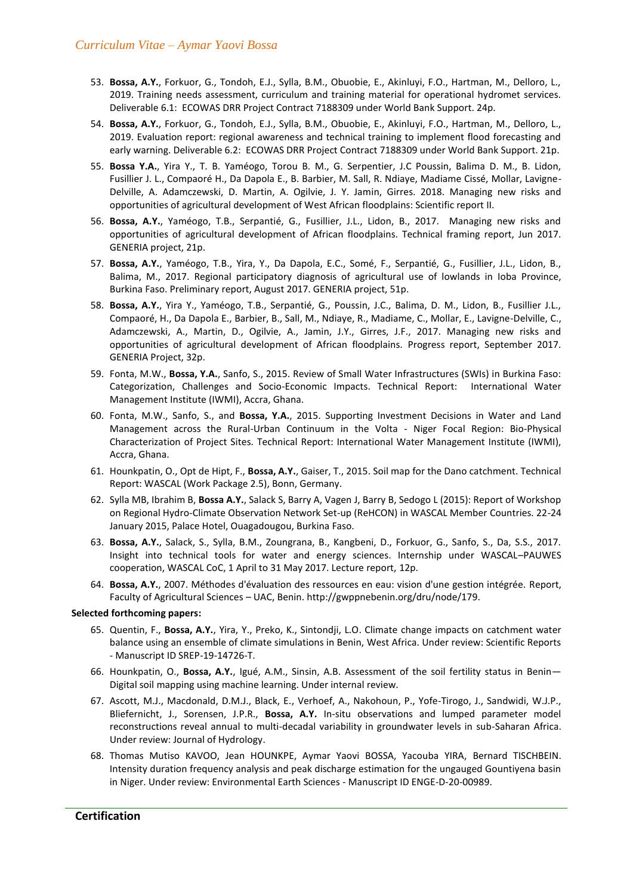53. **Bossa, A.Y.**, Forkuor, G., Tondoh, E.J., Sylla, B.M., Obuobie, E., Akinluyi, F.O., Hartman, M., Delloro, L., 2019. Training needs assessment, curriculum and training material for operational hydromet services. Deliverable 6.1: ECOWAS DRR Project Contract 7188309 under World Bank Support. 24p.
54. **Bossa, A.Y.**, Forkuor, G., Tondoh, E.J., Sylla, B.M., Obuobie, E., Akinluyi, F.O., Hartman, M., Delloro, L., 2019. Evaluation report: regional awareness and technical training to implement flood forecasting and early warning. Deliverable 6.2: ECOWAS DRR Project Contract 7188309 under World Bank Support. 21p.
55. **Bossa Y.A.**, Yira Y., T. B. Yaméogo, Torou B. M., G. Serpentier, J.C Poussin, Balima D. M., B. Lidon, Fusillier J. L., Compaoré H., Da Dapola E., B. Barbier, M. Sall, R. Ndiaye, Madiame Cissé, Mollar, Lavigne-Delville, A. Adamczewski, D. Martin, A. Ogilvie, J. Y. Jamin, Girres. 2018. Managing new risks and opportunities of agricultural development of West African floodplains: Scientific report II.
56. **Bossa, A.Y.**, Yaméogo, T.B., Serpantié, G., Fusillier, J.L., Lidon, B., 2017. Managing new risks and opportunities of agricultural development of African floodplains. Technical framing report, Jun 2017. GENERIA project, 21p.
57. **Bossa, A.Y.**, Yaméogo, T.B., Yira, Y., Da Dapola, E.C., Somé, F., Serpantié, G., Fusillier, J.L., Lidon, B., Balima, M., 2017. Regional participatory diagnosis of agricultural use of lowlands in Ioba Province, Burkina Faso. Preliminary report, August 2017. GENERIA project, 51p.
58. **Bossa, A.Y.**, Yira Y., Yaméogo, T.B., Serpantié, G., Poussin, J.C., Balima, D. M., Lidon, B., Fusillier J.L., Compaoré, H., Da Dapola E., Barbier, B., Sall, M., Ndiaye, R., Madiame, C., Mollar, E., Lavigne-Delville, C., Adamczewski, A., Martin, D., Ogilvie, A., Jamin, J.Y., Girres, J.F., 2017. Managing new risks and opportunities of agricultural development of African floodplains. Progress report, September 2017. GENERIA Project, 32p.
59. Fonta, M.W., **Bossa, Y.A.**, Sanfo, S., 2015. Review of Small Water Infrastructures (SWIs) in Burkina Faso: Categorization, Challenges and Socio-Economic Impacts. Technical Report: International Water Management Institute (IWMI), Accra, Ghana.
60. Fonta, M.W., Sanfo, S., and **Bossa, Y.A.**, 2015. Supporting Investment Decisions in Water and Land Management across the Rural-Urban Continuum in the Volta - Niger Focal Region: Bio-Physical Characterization of Project Sites. Technical Report: International Water Management Institute (IWMI), Accra, Ghana.
61. Hounkpatin, O., Opt de Hipt, F., **Bossa, A.Y.**, Gaiser, T., 2015. Soil map for the Dano catchment. Technical Report: WASCAL (Work Package 2.5), Bonn, Germany.
62. Sylla MB, Ibrahim B, **Bossa A.Y.**, Salack S, Barry A, Vagen J, Barry B, Sedogo L (2015): Report of Workshop on Regional Hydro-Climate Observation Network Set-up (ReHCON) in WASCAL Member Countries. 22-24 January 2015, Palace Hotel, Ouagadougou, Burkina Faso.
63. **Bossa, A.Y.**, Salack, S., Sylla, B.M., Zoungrana, B., Kangbeni, D., Forkuor, G., Sanfo, S., Da, S.S., 2017. Insight into technical tools for water and energy sciences. Internship under WASCAL–PAUWES cooperation, WASCAL CoC, 1 April to 31 May 2017. Lecture report, 12p.
64. **Bossa, A.Y.**, 2007. Méthodes d'évaluation des ressources en eau: vision d'une gestion intégrée. Report, Faculty of Agricultural Sciences – UAC, Benin. http://gwppnebenin.org/dru/node/179.

**Selected forthcoming papers:**

65. Quentin, F., **Bossa, A.Y.**, Yira, Y., Preko, K., Sintondji, L.O. Climate change impacts on catchment water balance using an ensemble of climate simulations in Benin, West Africa. Under review: Scientific Reports - Manuscript ID SREP-19-14726-T.
66. Hounkpatin, O., **Bossa, A.Y.**, Igué, A.M., Sinsin, A.B. Assessment of the soil fertility status in Benin—Digital soil mapping using machine learning. Under internal review.
67. Ascott, M.J., Macdonald, D.M.J., Black, E., Verhoef, A., Nakohoun, P., Yofe-Tirogo, J., Sandwidi, W.J.P., Bliefernicht, J., Sorensen, J.P.R., **Bossa, A.Y.** In-situ observations and lumped parameter model reconstructions reveal annual to multi-decadal variability in groundwater levels in sub-Saharan Africa. Under review: Journal of Hydrology.
68. Thomas Mutiso KAVOO, Jean HOUNKPE, Aymar Yaovi BOSSA, Yacouba YIRA, Bernard TISCHBEIN. Intensity duration frequency analysis and peak discharge estimation for the ungauged Gountiyena basin in Niger. Under review: Environmental Earth Sciences - Manuscript ID ENGE-D-20-00989.

## Certification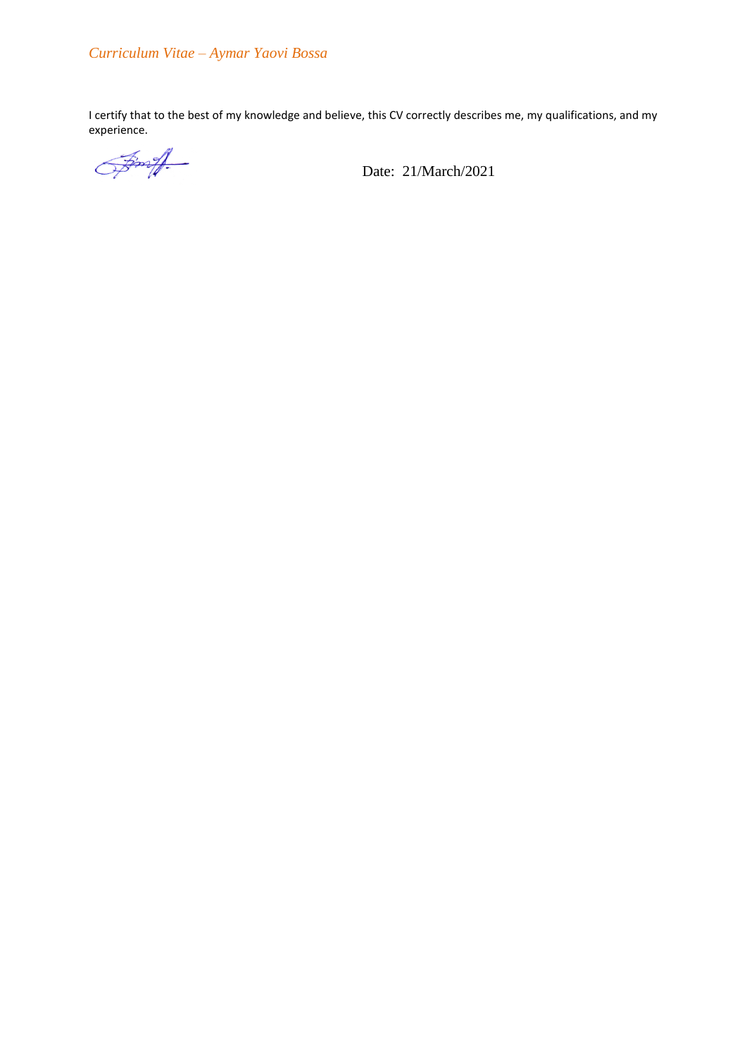I certify that to the best of my knowledge and believe, this CV correctly describes me, my qualifications, and my experience.

Date: 21/March/2021